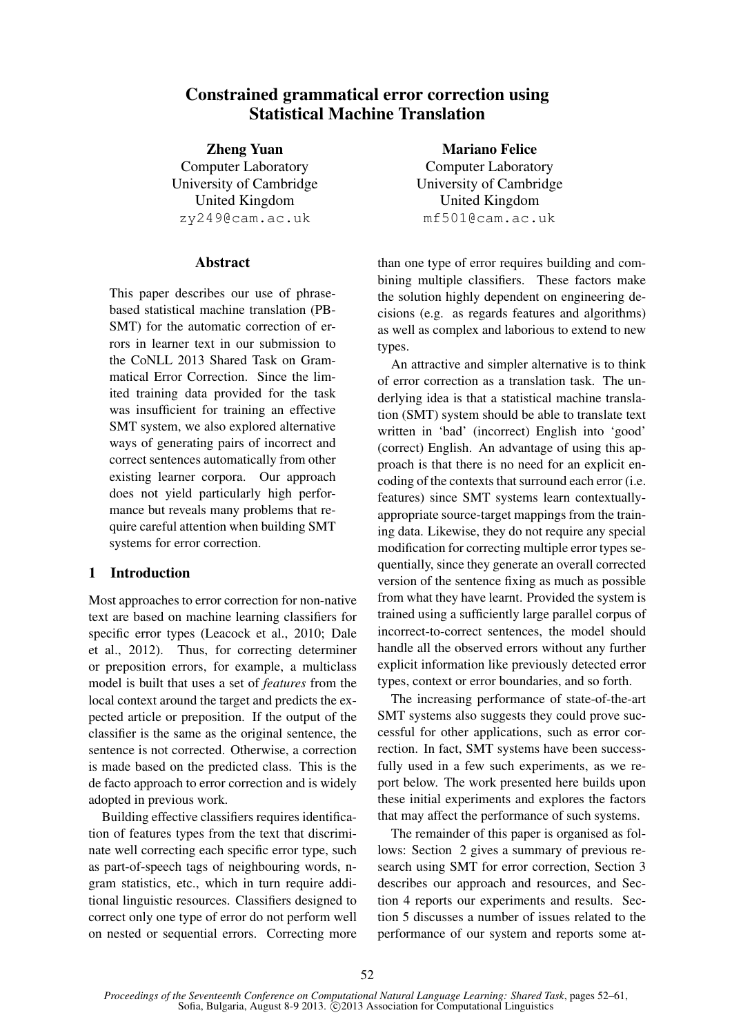# Constrained grammatical error correction using Statistical Machine Translation

**Zheng Yuan**
Computer Laboratory
University of Cambridge
United Kingdom
zy249@cam.ac.uk

**Mariano Felice**
Computer Laboratory
University of Cambridge
United Kingdom
mf501@cam.ac.uk

## Abstract

This paper describes our use of phrase-based statistical machine translation (PB-SMT) for the automatic correction of errors in learner text in our submission to the CoNLL 2013 Shared Task on Grammatical Error Correction. Since the limited training data provided for the task was insufficient for training an effective SMT system, we also explored alternative ways of generating pairs of incorrect and correct sentences automatically from other existing learner corpora. Our approach does not yield particularly high performance but reveals many problems that require careful attention when building SMT systems for error correction.

## 1 Introduction

Most approaches to error correction for non-native text are based on machine learning classifiers for specific error types (Leacock et al., 2010; Dale et al., 2012). Thus, for correcting determiner or preposition errors, for example, a multiclass model is built that uses a set of *features* from the local context around the target and predicts the expected article or preposition. If the output of the classifier is the same as the original sentence, the sentence is not corrected. Otherwise, a correction is made based on the predicted class. This is the de facto approach to error correction and is widely adopted in previous work.

Building effective classifiers requires identification of features types from the text that discriminate well correcting each specific error type, such as part-of-speech tags of neighbouring words, n-gram statistics, etc., which in turn require additional linguistic resources. Classifiers designed to correct only one type of error do not perform well on nested or sequential errors. Correcting more than one type of error requires building and combining multiple classifiers. These factors make the solution highly dependent on engineering decisions (e.g. as regards features and algorithms) as well as complex and laborious to extend to new types.

An attractive and simpler alternative is to think of error correction as a translation task. The underlying idea is that a statistical machine translation (SMT) system should be able to translate text written in 'bad' (incorrect) English into 'good' (correct) English. An advantage of using this approach is that there is no need for an explicit encoding of the contexts that surround each error (i.e. features) since SMT systems learn contextually-appropriate source-target mappings from the training data. Likewise, they do not require any special modification for correcting multiple error types sequentially, since they generate an overall corrected version of the sentence fixing as much as possible from what they have learnt. Provided the system is trained using a sufficiently large parallel corpus of incorrect-to-correct sentences, the model should handle all the observed errors without any further explicit information like previously detected error types, context or error boundaries, and so forth.

The increasing performance of state-of-the-art SMT systems also suggests they could prove successful for other applications, such as error correction. In fact, SMT systems have been successfully used in a few such experiments, as we report below. The work presented here builds upon these initial experiments and explores the factors that may affect the performance of such systems.

The remainder of this paper is organised as follows: Section 2 gives a summary of previous research using SMT for error correction, Section 3 describes our approach and resources, and Section 4 reports our experiments and results. Section 5 discusses a number of issues related to the performance of our system and reports some at-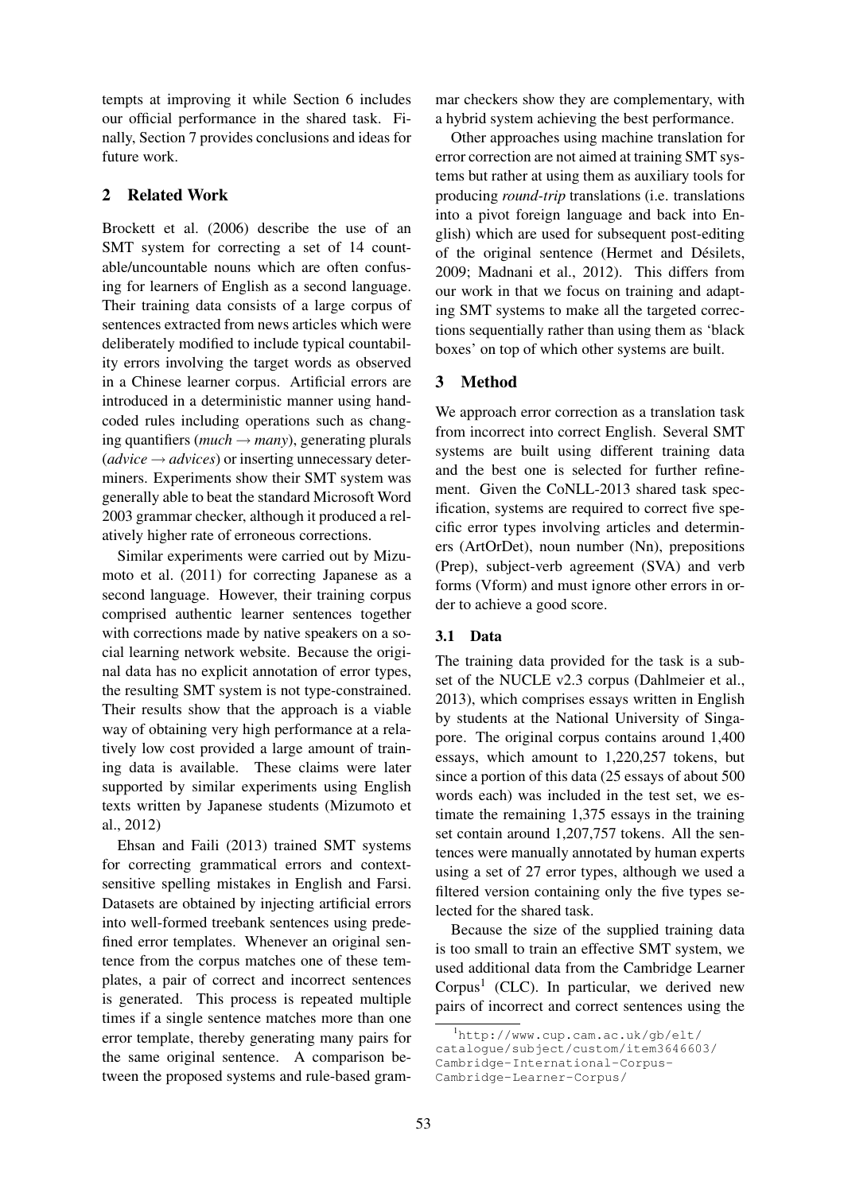tempts at improving it while Section 6 includes our official performance in the shared task. Finally, Section 7 provides conclusions and ideas for future work.

## 2 Related Work

Brockett et al. (2006) describe the use of an SMT system for correcting a set of 14 countable/uncountable nouns which are often confusing for learners of English as a second language. Their training data consists of a large corpus of sentences extracted from news articles which were deliberately modified to include typical countability errors involving the target words as observed in a Chinese learner corpus. Artificial errors are introduced in a deterministic manner using hand-coded rules including operations such as changing quantifiers (*much* → *many*), generating plurals (*advice* → *advices*) or inserting unnecessary determiners. Experiments show their SMT system was generally able to beat the standard Microsoft Word 2003 grammar checker, although it produced a relatively higher rate of erroneous corrections.

Similar experiments were carried out by Mizumoto et al. (2011) for correcting Japanese as a second language. However, their training corpus comprised authentic learner sentences together with corrections made by native speakers on a social learning network website. Because the original data has no explicit annotation of error types, the resulting SMT system is not type-constrained. Their results show that the approach is a viable way of obtaining very high performance at a relatively low cost provided a large amount of training data is available. These claims were later supported by similar experiments using English texts written by Japanese students (Mizumoto et al., 2012)

Ehsan and Faili (2013) trained SMT systems for correcting grammatical errors and context-sensitive spelling mistakes in English and Farsi. Datasets are obtained by injecting artificial errors into well-formed treebank sentences using predefined error templates. Whenever an original sentence from the corpus matches one of these templates, a pair of correct and incorrect sentences is generated. This process is repeated multiple times if a single sentence matches more than one error template, thereby generating many pairs for the same original sentence. A comparison between the proposed systems and rule-based grammar checkers show they are complementary, with a hybrid system achieving the best performance.

Other approaches using machine translation for error correction are not aimed at training SMT systems but rather at using them as auxiliary tools for producing *round-trip* translations (i.e. translations into a pivot foreign language and back into English) which are used for subsequent post-editing of the original sentence (Hermet and Désilets, 2009; Madnani et al., 2012). This differs from our work in that we focus on training and adapting SMT systems to make all the targeted corrections sequentially rather than using them as 'black boxes' on top of which other systems are built.

## 3 Method

We approach error correction as a translation task from incorrect into correct English. Several SMT systems are built using different training data and the best one is selected for further refinement. Given the CoNLL-2013 shared task specification, systems are required to correct five specific error types involving articles and determiners (ArtOrDet), noun number (Nn), prepositions (Prep), subject-verb agreement (SVA) and verb forms (Vform) and must ignore other errors in order to achieve a good score.

### 3.1 Data

The training data provided for the task is a subset of the NUCLE v2.3 corpus (Dahlmeier et al., 2013), which comprises essays written in English by students at the National University of Singapore. The original corpus contains around 1,400 essays, which amount to 1,220,257 tokens, but since a portion of this data (25 essays of about 500 words each) was included in the test set, we estimate the remaining 1,375 essays in the training set contain around 1,207,757 tokens. All the sentences were manually annotated by human experts using a set of 27 error types, although we used a filtered version containing only the five types selected for the shared task.

Because the size of the supplied training data is too small to train an effective SMT system, we used additional data from the Cambridge Learner Corpus[1] (CLC). In particular, we derived new pairs of incorrect and correct sentences using the

[1] http://www.cup.cam.ac.uk/gb/elt/catalogue/subject/custom/item3646603/Cambridge-International-Corpus-Cambridge-Learner-Corpus/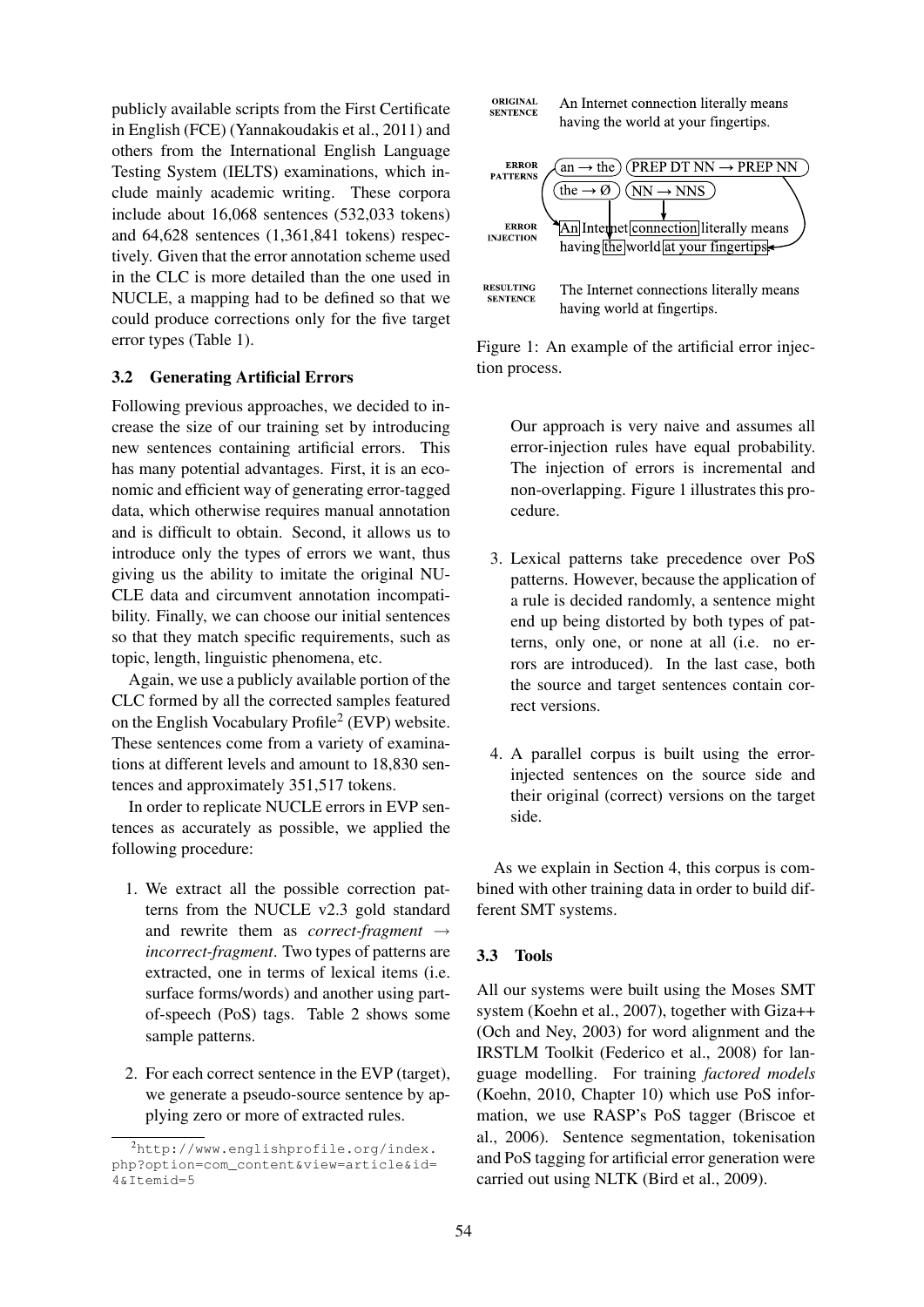publicly available scripts from the First Certificate in English (FCE) (Yannakoudakis et al., 2011) and others from the International English Language Testing System (IELTS) examinations, which include mainly academic writing. These corpora include about 16,068 sentences (532,033 tokens) and 64,628 sentences (1,361,841 tokens) respectively. Given that the error annotation scheme used in the CLC is more detailed than the one used in NUCLE, a mapping had to be defined so that we could produce corrections only for the five target error types (Table 1).

### 3.2 Generating Artificial Errors

Following previous approaches, we decided to increase the size of our training set by introducing new sentences containing artificial errors. This has many potential advantages. First, it is an economic and efficient way of generating error-tagged data, which otherwise requires manual annotation and is difficult to obtain. Second, it allows us to introduce only the types of errors we want, thus giving us the ability to imitate the original NUCLE data and circumvent annotation incompatibility. Finally, we can choose our initial sentences so that they match specific requirements, such as topic, length, linguistic phenomena, etc.

Again, we use a publicly available portion of the CLC formed by all the corrected samples featured on the English Vocabulary Profile[2] (EVP) website. These sentences come from a variety of examinations at different levels and amount to 18,830 sentences and approximately 351,517 tokens.

In order to replicate NUCLE errors in EVP sentences as accurately as possible, we applied the following procedure:

1. We extract all the possible correction patterns from the NUCLE v2.3 gold standard and rewrite them as *correct-fragment* → *incorrect-fragment*. Two types of patterns are extracted, one in terms of lexical items (i.e. surface forms/words) and another using part-of-speech (PoS) tags. Table 2 shows some sample patterns.

2. For each correct sentence in the EVP (target), we generate a pseudo-source sentence by applying zero or more of extracted rules.

   Our approach is very naive and assumes all error-injection rules have equal probability. The injection of errors is incremental and non-overlapping. Figure 1 illustrates this procedure.

3. Lexical patterns take precedence over PoS patterns. However, because the application of a rule is decided randomly, a sentence might end up being distorted by both types of patterns, only one, or none at all (i.e. no errors are introduced). In the last case, both the source and target sentences contain correct versions.

4. A parallel corpus is built using the error-injected sentences on the source side and their original (correct) versions on the target side.

[2] http://www.englishprofile.org/index.php?option=com_content&view=article&id=4&Itemid=5

**ORIGINAL SENTENCE**: An Internet connection literally means having the world at your fingertips.

**ERROR PATTERNS**: an → the; PREP DT NN → PREP NN; the → Ø; NN → NNS

**ERROR INJECTION**: An Internet connection literally means having the world at your fingertips.

**RESULTING SENTENCE**: The Internet connections literally means having world at fingertips.

Figure 1: An example of the artificial error injection process.

As we explain in Section 4, this corpus is combined with other training data in order to build different SMT systems.

### 3.3 Tools

All our systems were built using the Moses SMT system (Koehn et al., 2007), together with Giza++ (Och and Ney, 2003) for word alignment and the IRSTLM Toolkit (Federico et al., 2008) for language modelling. For training *factored models* (Koehn, 2010, Chapter 10) which use PoS information, we use RASP's PoS tagger (Briscoe et al., 2006). Sentence segmentation, tokenisation and PoS tagging for artificial error generation were carried out using NLTK (Bird et al., 2009).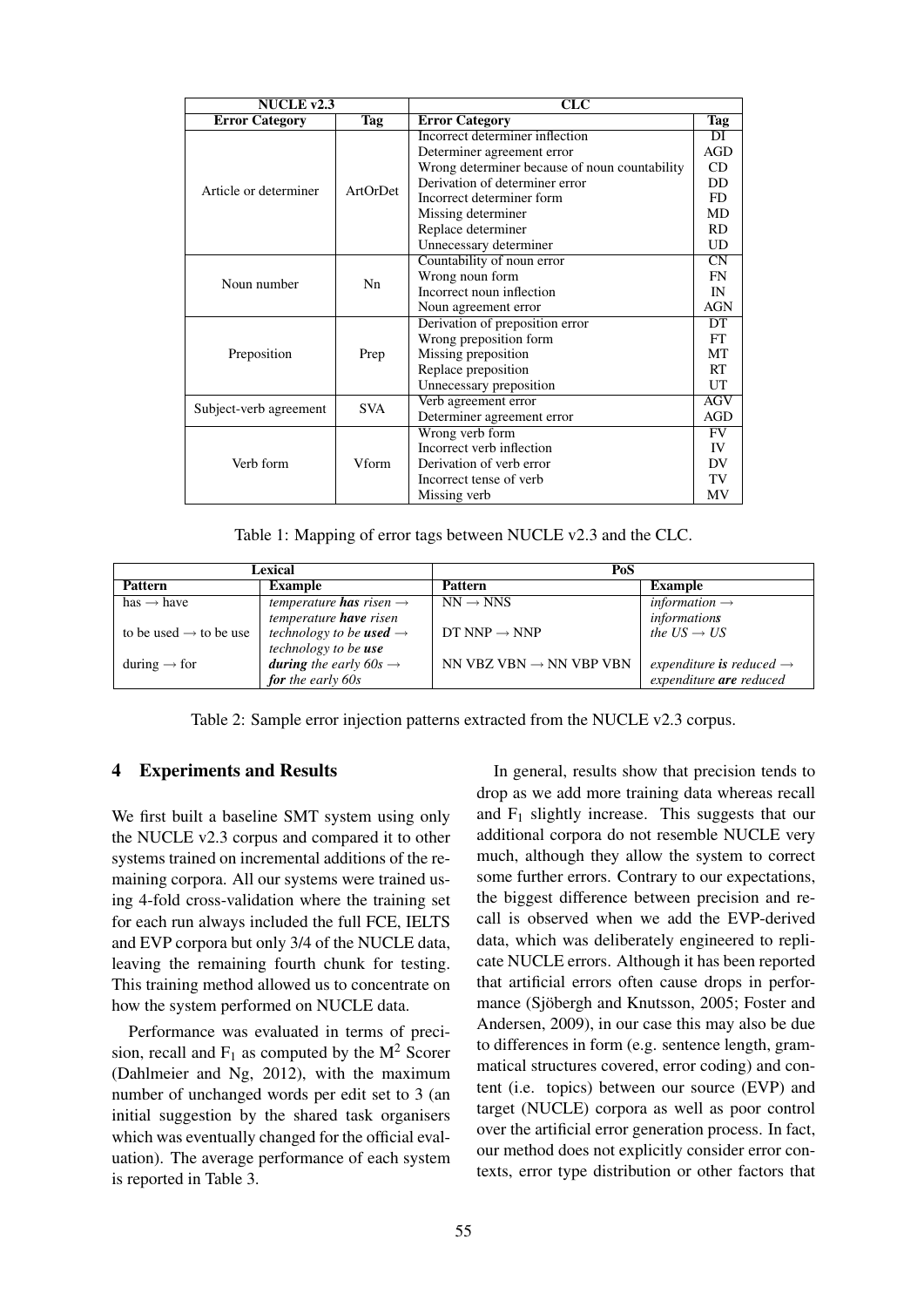| NUCLE v2.3 | | CLC | |
|---|---|---|---|
| **Error Category** | **Tag** | **Error Category** | **Tag** |
| Article or determiner | ArtOrDet | Incorrect determiner inflection | DI |
| | | Determiner agreement error | AGD |
| | | Wrong determiner because of noun countability | CD |
| | | Derivation of determiner error | DD |
| | | Incorrect determiner form | FD |
| | | Missing determiner | MD |
| | | Replace determiner | RD |
| | | Unnecessary determiner | UD |
| Noun number | Nn | Countability of noun error | CN |
| | | Wrong noun form | FN |
| | | Incorrect noun inflection | IN |
| | | Noun agreement error | AGN |
| Preposition | Prep | Derivation of preposition error | DT |
| | | Wrong preposition form | FT |
| | | Missing preposition | MT |
| | | Replace preposition | RT |
| | | Unnecessary preposition | UT |
| Subject-verb agreement | SVA | Verb agreement error | AGV |
| | | Determiner agreement error | AGD |
| Verb form | Vform | Wrong verb form | FV |
| | | Incorrect verb inflection | IV |
| | | Derivation of verb error | DV |
| | | Incorrect tense of verb | TV |
| | | Missing verb | MV |

Table 1: Mapping of error tags between NUCLE v2.3 and the CLC.

| Lexical | | PoS | |
|---|---|---|---|
| **Pattern** | **Example** | **Pattern** | **Example** |
| has → have | *temperature **has** risen* → *temperature **have** risen* | NN → NNS | *information* → *informations* |
| to be used → to be use | *technology to be **used*** → *technology to be **use*** | DT NNP → NNP | *the US* → *US* |
| during → for | ***during** the early 60s* → ***for** the early 60s* | NN VBZ VBN → NN VBP VBN | *expenditure **is** reduced* → *expenditure **are** reduced* |

Table 2: Sample error injection patterns extracted from the NUCLE v2.3 corpus.

## 4 Experiments and Results

We first built a baseline SMT system using only the NUCLE v2.3 corpus and compared it to other systems trained on incremental additions of the remaining corpora. All our systems were trained using 4-fold cross-validation where the training set for each run always included the full FCE, IELTS and EVP corpora but only 3/4 of the NUCLE data, leaving the remaining fourth chunk for testing. This training method allowed us to concentrate on how the system performed on NUCLE data.

Performance was evaluated in terms of precision, recall and $F_1$ as computed by the $M^2$ Scorer (Dahlmeier and Ng, 2012), with the maximum number of unchanged words per edit set to 3 (an initial suggestion by the shared task organisers which was eventually changed for the official evaluation). The average performance of each system is reported in Table 3.

In general, results show that precision tends to drop as we add more training data whereas recall and $F_1$ slightly increase. This suggests that our additional corpora do not resemble NUCLE very much, although they allow the system to correct some further errors. Contrary to our expectations, the biggest difference between precision and recall is observed when we add the EVP-derived data, which was deliberately engineered to replicate NUCLE errors. Although it has been reported that artificial errors often cause drops in performance (Sjöbergh and Knutsson, 2005; Foster and Andersen, 2009), in our case this may also be due to differences in form (e.g. sentence length, grammatical structures covered, error coding) and content (i.e. topics) between our source (EVP) and target (NUCLE) corpora as well as poor control over the artificial error generation process. In fact, our method does not explicitly consider error contexts, error type distribution or other factors that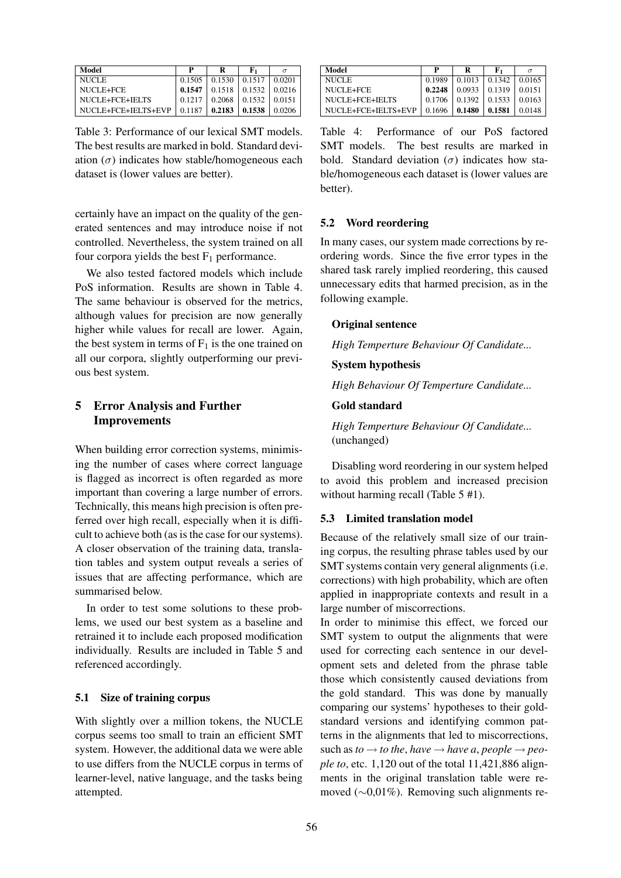| Model | P | R | $F_1$ | $\sigma$ |
|---|---|---|---|---|
| NUCLE | 0.1505 | 0.1530 | 0.1517 | 0.0201 |
| NUCLE+FCE | **0.1547** | 0.1518 | 0.1532 | 0.0216 |
| NUCLE+FCE+IELTS | 0.1217 | 0.2068 | 0.1532 | 0.0151 |
| NUCLE+FCE+IELTS+EVP | 0.1187 | **0.2183** | **0.1538** | 0.0206 |

Table 3: Performance of our lexical SMT models. The best results are marked in bold. Standard deviation ($\sigma$) indicates how stable/homogeneous each dataset is (lower values are better).

certainly have an impact on the quality of the generated sentences and may introduce noise if not controlled. Nevertheless, the system trained on all four corpora yields the best $F_1$ performance.

We also tested factored models which include PoS information. Results are shown in Table 4. The same behaviour is observed for the metrics, although values for precision are now generally higher while values for recall are lower. Again, the best system in terms of $F_1$ is the one trained on all our corpora, slightly outperforming our previous best system.

## 5 Error Analysis and Further Improvements

When building error correction systems, minimising the number of cases where correct language is flagged as incorrect is often regarded as more important than covering a large number of errors. Technically, this means high precision is often preferred over high recall, especially when it is difficult to achieve both (as is the case for our systems). A closer observation of the training data, translation tables and system output reveals a series of issues that are affecting performance, which are summarised below.

In order to test some solutions to these problems, we used our best system as a baseline and retrained it to include each proposed modification individually. Results are included in Table 5 and referenced accordingly.

### 5.1 Size of training corpus

With slightly over a million tokens, the NUCLE corpus seems too small to train an efficient SMT system. However, the additional data we were able to use differs from the NUCLE corpus in terms of learner-level, native language, and the tasks being attempted.

| Model | P | R | $F_1$ | $\sigma$ |
|---|---|---|---|---|
| NUCLE | 0.1989 | 0.1013 | 0.1342 | 0.0165 |
| NUCLE+FCE | **0.2248** | 0.0933 | 0.1319 | 0.0151 |
| NUCLE+FCE+IELTS | 0.1706 | 0.1392 | 0.1533 | 0.0163 |
| NUCLE+FCE+IELTS+EVP | 0.1696 | **0.1480** | **0.1581** | 0.0148 |

Table 4: Performance of our PoS factored SMT models. The best results are marked in bold. Standard deviation ($\sigma$) indicates how stable/homogeneous each dataset is (lower values are better).

### 5.2 Word reordering

In many cases, our system made corrections by reordering words. Since the five error types in the shared task rarely implied reordering, this caused unnecessary edits that harmed precision, as in the following example.

**Original sentence**

*High Temperture Behaviour Of Candidate...*

**System hypothesis**

*High Behaviour Of Temperture Candidate...*

**Gold standard**

*High Temperture Behaviour Of Candidate...* (unchanged)

Disabling word reordering in our system helped to avoid this problem and increased precision without harming recall (Table 5 #1).

### 5.3 Limited translation model

Because of the relatively small size of our training corpus, the resulting phrase tables used by our SMT systems contain very general alignments (i.e. corrections) with high probability, which are often applied in inappropriate contexts and result in a large number of miscorrections.

In order to minimise this effect, we forced our SMT system to output the alignments that were used for correcting each sentence in our development sets and deleted from the phrase table those which consistently caused deviations from the gold standard. This was done by manually comparing our systems' hypotheses to their gold-standard versions and identifying common patterns in the alignments that led to miscorrections, such as *to* → *to the*, *have* → *have a*, *people* → *people to*, etc. 1,120 out of the total 11,421,886 alignments in the original translation table were removed (∼0,01%). Removing such alignments re-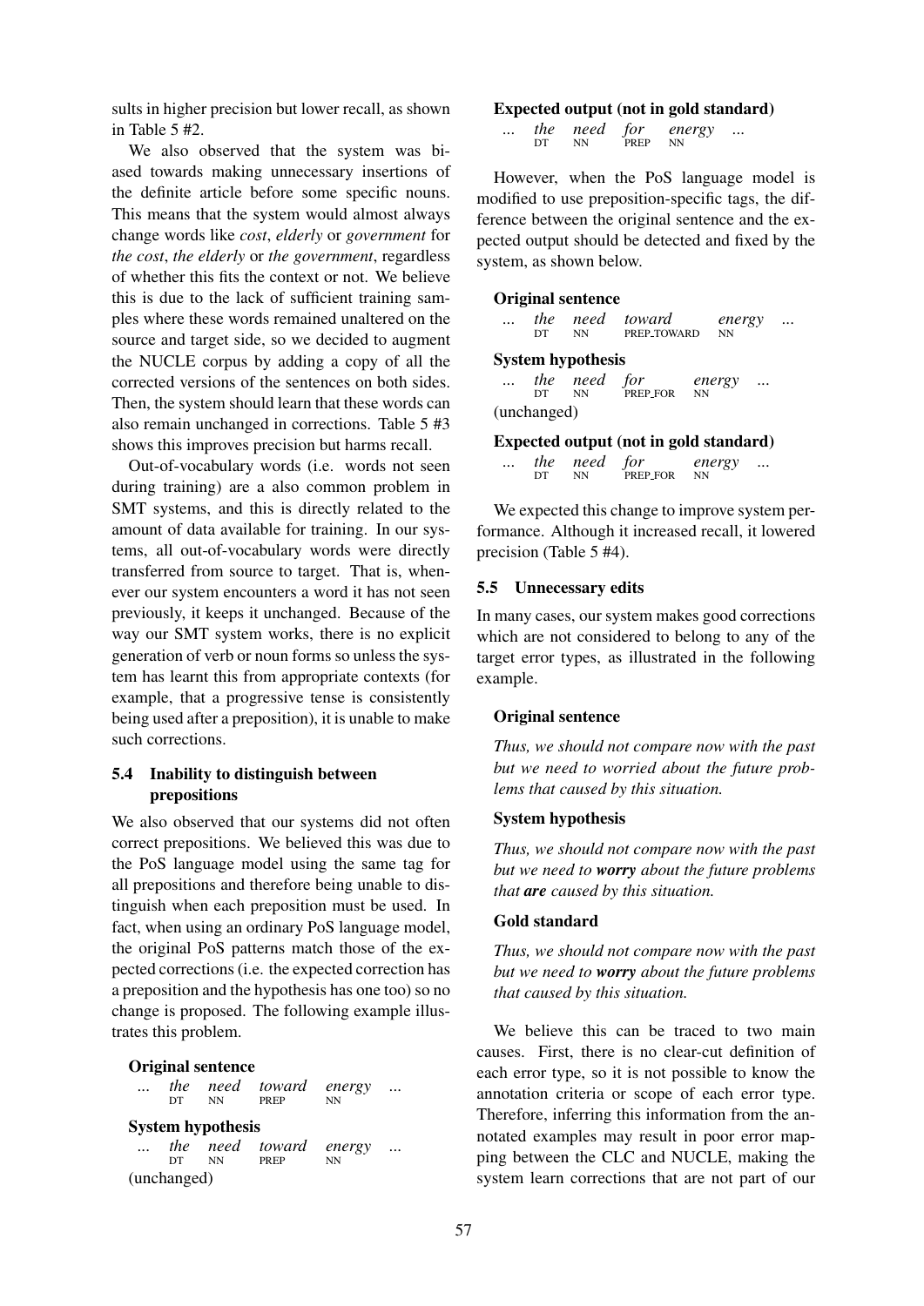sults in higher precision but lower recall, as shown in Table 5 #2.

We also observed that the system was biased towards making unnecessary insertions of the definite article before some specific nouns. This means that the system would almost always change words like *cost*, *elderly* or *government* for *the cost*, *the elderly* or *the government*, regardless of whether this fits the context or not. We believe this is due to the lack of sufficient training samples where these words remained unaltered on the source and target side, so we decided to augment the NUCLE corpus by adding a copy of all the corrected versions of the sentences on both sides. Then, the system should learn that these words can also remain unchanged in corrections. Table 5 #3 shows this improves precision but harms recall.

Out-of-vocabulary words (i.e. words not seen during training) are a also common problem in SMT systems, and this is directly related to the amount of data available for training. In our systems, all out-of-vocabulary words were directly transferred from source to target. That is, whenever our system encounters a word it has not seen previously, it keeps it unchanged. Because of the way our SMT system works, there is no explicit generation of verb or noun forms so unless the system has learnt this from appropriate contexts (for example, that a progressive tense is consistently being used after a preposition), it is unable to make such corrections.

### 5.4 Inability to distinguish between prepositions

We also observed that our systems did not often correct prepositions. We believed this was due to the PoS language model using the same tag for all prepositions and therefore being unable to distinguish when each preposition must be used. In fact, when using an ordinary PoS language model, the original PoS patterns match those of the expected corrections (i.e. the expected correction has a preposition and the hypothesis has one too) so no change is proposed. The following example illustrates this problem.

**Original sentence**

| ... | *the* | *need* | *toward* | *energy* | ... |
|---|---|---|---|---|---|
| | DT | NN | PREP | NN | |

**System hypothesis**

| ... | *the* | *need* | *toward* | *energy* | ... |
|---|---|---|---|---|---|
| | DT | NN | PREP | NN | |

(unchanged)

**Expected output (not in gold standard)**

| ... | *the* | *need* | *for* | *energy* | ... |
|---|---|---|---|---|---|
| | DT | NN | PREP | NN | |

However, when the PoS language model is modified to use preposition-specific tags, the difference between the original sentence and the expected output should be detected and fixed by the system, as shown below.

**Original sentence**

| ... | *the* | *need* | *toward* | *energy* | ... |
|---|---|---|---|---|---|
| | DT | NN | PREP_TOWARD | NN | |

**System hypothesis**

| ... | *the* | *need* | *for* | *energy* | ... |
|---|---|---|---|---|---|
| | DT | NN | PREP_FOR | NN | |

(unchanged)

**Expected output (not in gold standard)**

| ... | *the* | *need* | *for* | *energy* | ... |
|---|---|---|---|---|---|
| | DT | NN | PREP_FOR | NN | |

We expected this change to improve system performance. Although it increased recall, it lowered precision (Table 5 #4).

### 5.5 Unnecessary edits

In many cases, our system makes good corrections which are not considered to belong to any of the target error types, as illustrated in the following example.

**Original sentence**

*Thus, we should not compare now with the past but we need to worried about the future problems that caused by this situation.*

**System hypothesis**

*Thus, we should not compare now with the past but we need to* ***worry*** *about the future problems that* ***are*** *caused by this situation.*

**Gold standard**

*Thus, we should not compare now with the past but we need to* ***worry*** *about the future problems that caused by this situation.*

We believe this can be traced to two main causes. First, there is no clear-cut definition of each error type, so it is not possible to know the annotation criteria or scope of each error type. Therefore, inferring this information from the annotated examples may result in poor error mapping between the CLC and NUCLE, making the system learn corrections that are not part of our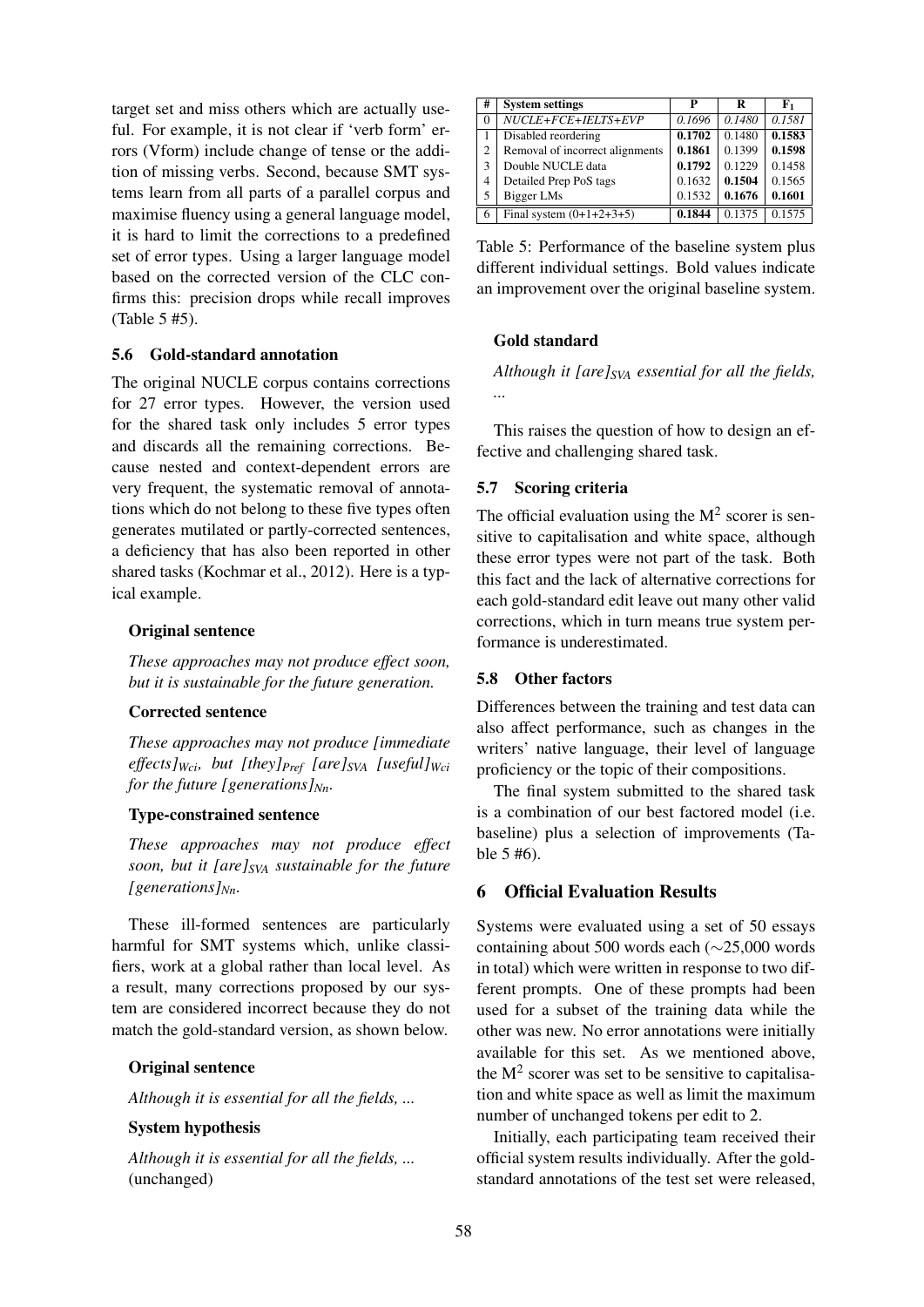target set and miss others which are actually useful. For example, it is not clear if 'verb form' errors (Vform) include change of tense or the addition of missing verbs. Second, because SMT systems learn from all parts of a parallel corpus and maximise fluency using a general language model, it is hard to limit the corrections to a predefined set of error types. Using a larger language model based on the corrected version of the CLC confirms this: precision drops while recall improves (Table 5 #5).

### 5.6 Gold-standard annotation

The original NUCLE corpus contains corrections for 27 error types. However, the version used for the shared task only includes 5 error types and discards all the remaining corrections. Because nested and context-dependent errors are very frequent, the systematic removal of annotations which do not belong to these five types often generates mutilated or partly-corrected sentences, a deficiency that has also been reported in other shared tasks (Kochmar et al., 2012). Here is a typical example.

**Original sentence**

*These approaches may not produce effect soon, but it is sustainable for the future generation.*

**Corrected sentence**

*These approaches may not produce [immediate effects]$_{Wci}$, but [they]$_{Pref}$ [are]$_{SVA}$ [useful]$_{Wci}$ for the future [generations]$_{Nn}$.*

**Type-constrained sentence**

*These approaches may not produce effect soon, but it [are]$_{SVA}$ sustainable for the future [generations]$_{Nn}$.*

These ill-formed sentences are particularly harmful for SMT systems which, unlike classifiers, work at a global rather than local level. As a result, many corrections proposed by our system are considered incorrect because they do not match the gold-standard version, as shown below.

**Original sentence**

*Although it is essential for all the fields, ...*

**System hypothesis**

*Although it is essential for all the fields, ...* (unchanged)

| # | System settings | P | R | $F_1$ |
|---|---|---|---|---|
| 0 | *NUCLE+FCE+IELTS+EVP* | *0.1696* | *0.1480* | *0.1581* |
| 1 | Disabled reordering | **0.1702** | 0.1480 | **0.1583** |
| 2 | Removal of incorrect alignments | **0.1861** | 0.1399 | **0.1598** |
| 3 | Double NUCLE data | **0.1792** | 0.1229 | 0.1458 |
| 4 | Detailed Prep PoS tags | 0.1632 | **0.1504** | 0.1565 |
| 5 | Bigger LMs | 0.1532 | **0.1676** | **0.1601** |
| 6 | Final system (0+1+2+3+5) | **0.1844** | 0.1375 | 0.1575 |

Table 5: Performance of the baseline system plus different individual settings. Bold values indicate an improvement over the original baseline system.

**Gold standard**

*Although it [are]$_{SVA}$ essential for all the fields, ...*

This raises the question of how to design an effective and challenging shared task.

### 5.7 Scoring criteria

The official evaluation using the $M^2$ scorer is sensitive to capitalisation and white space, although these error types were not part of the task. Both this fact and the lack of alternative corrections for each gold-standard edit leave out many other valid corrections, which in turn means true system performance is underestimated.

### 5.8 Other factors

Differences between the training and test data can also affect performance, such as changes in the writers' native language, their level of language proficiency or the topic of their compositions.

The final system submitted to the shared task is a combination of our best factored model (i.e. baseline) plus a selection of improvements (Table 5 #6).

## 6 Official Evaluation Results

Systems were evaluated using a set of 50 essays containing about 500 words each (∼25,000 words in total) which were written in response to two different prompts. One of these prompts had been used for a subset of the training data while the other was new. No error annotations were initially available for this set. As we mentioned above, the $M^2$ scorer was set to be sensitive to capitalisation and white space as well as limit the maximum number of unchanged tokens per edit to 2.

Initially, each participating team received their official system results individually. After the gold-standard annotations of the test set were released,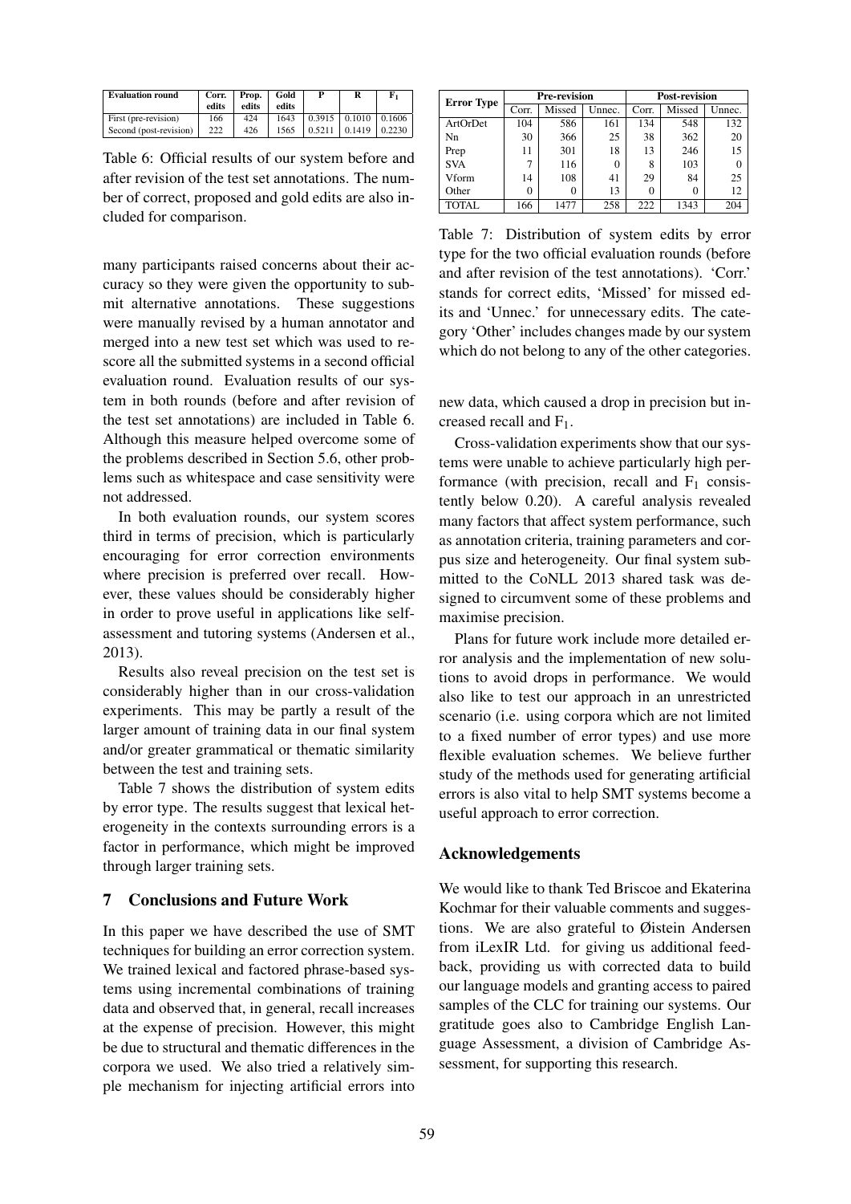| Evaluation round | Corr. edits | Prop. edits | Gold edits | P | R | $F_1$ |
|---|---|---|---|---|---|---|
| First (pre-revision) | 166 | 424 | 1643 | 0.3915 | 0.1010 | 0.1606 |
| Second (post-revision) | 222 | 426 | 1565 | 0.5211 | 0.1419 | 0.2230 |

Table 6: Official results of our system before and after revision of the test set annotations. The number of correct, proposed and gold edits are also included for comparison.

many participants raised concerns about their accuracy so they were given the opportunity to submit alternative annotations. These suggestions were manually revised by a human annotator and merged into a new test set which was used to rescore all the submitted systems in a second official evaluation round. Evaluation results of our system in both rounds (before and after revision of the test set annotations) are included in Table 6. Although this measure helped overcome some of the problems described in Section 5.6, other problems such as whitespace and case sensitivity were not addressed.

In both evaluation rounds, our system scores third in terms of precision, which is particularly encouraging for error correction environments where precision is preferred over recall. However, these values should be considerably higher in order to prove useful in applications like self-assessment and tutoring systems (Andersen et al., 2013).

Results also reveal precision on the test set is considerably higher than in our cross-validation experiments. This may be partly a result of the larger amount of training data in our final system and/or greater grammatical or thematic similarity between the test and training sets.

Table 7 shows the distribution of system edits by error type. The results suggest that lexical heterogeneity in the contexts surrounding errors is a factor in performance, which might be improved through larger training sets.

| Error Type | Pre-revision | | | Post-revision | | |
|---|---|---|---|---|---|---|
| | Corr. | Missed | Unnec. | Corr. | Missed | Unnec. |
| ArtOrDet | 104 | 586 | 161 | 134 | 548 | 132 |
| Nn | 30 | 366 | 25 | 38 | 362 | 20 |
| Prep | 11 | 301 | 18 | 13 | 246 | 15 |
| SVA | 7 | 116 | 0 | 8 | 103 | 0 |
| Vform | 14 | 108 | 41 | 29 | 84 | 25 |
| Other | 0 | 0 | 13 | 0 | 0 | 12 |
| TOTAL | 166 | 1477 | 258 | 222 | 1343 | 204 |

Table 7: Distribution of system edits by error type for the two official evaluation rounds (before and after revision of the test annotations). 'Corr.' stands for correct edits, 'Missed' for missed edits and 'Unnec.' for unnecessary edits. The category 'Other' includes changes made by our system which do not belong to any of the other categories.

## 7 Conclusions and Future Work

In this paper we have described the use of SMT techniques for building an error correction system. We trained lexical and factored phrase-based systems using incremental combinations of training data and observed that, in general, recall increases at the expense of precision. However, this might be due to structural and thematic differences in the corpora we used. We also tried a relatively simple mechanism for injecting artificial errors into new data, which caused a drop in precision but increased recall and $F_1$.

Cross-validation experiments show that our systems were unable to achieve particularly high performance (with precision, recall and $F_1$ consistently below 0.20). A careful analysis revealed many factors that affect system performance, such as annotation criteria, training parameters and corpus size and heterogeneity. Our final system submitted to the CoNLL 2013 shared task was designed to circumvent some of these problems and maximise precision.

Plans for future work include more detailed error analysis and the implementation of new solutions to avoid drops in performance. We would also like to test our approach in an unrestricted scenario (i.e. using corpora which are not limited to a fixed number of error types) and use more flexible evaluation schemes. We believe further study of the methods used for generating artificial errors is also vital to help SMT systems become a useful approach to error correction.

## Acknowledgements

We would like to thank Ted Briscoe and Ekaterina Kochmar for their valuable comments and suggestions. We are also grateful to Øistein Andersen from iLexIR Ltd. for giving us additional feedback, providing us with corrected data to build our language models and granting access to paired samples of the CLC for training our systems. Our gratitude goes also to Cambridge English Language Assessment, a division of Cambridge Assessment, for supporting this research.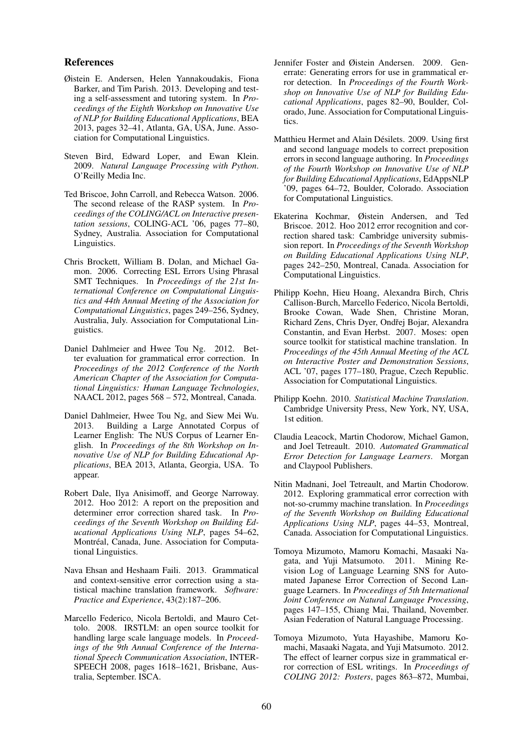## References

Øistein E. Andersen, Helen Yannakoudakis, Fiona Barker, and Tim Parish. 2013. Developing and testing a self-assessment and tutoring system. In *Proceedings of the Eighth Workshop on Innovative Use of NLP for Building Educational Applications*, BEA 2013, pages 32–41, Atlanta, GA, USA, June. Association for Computational Linguistics.

Steven Bird, Edward Loper, and Ewan Klein. 2009. *Natural Language Processing with Python*. O'Reilly Media Inc.

Ted Briscoe, John Carroll, and Rebecca Watson. 2006. The second release of the RASP system. In *Proceedings of the COLING/ACL on Interactive presentation sessions*, COLING-ACL '06, pages 77–80, Sydney, Australia. Association for Computational Linguistics.

Chris Brockett, William B. Dolan, and Michael Gamon. 2006. Correcting ESL Errors Using Phrasal SMT Techniques. In *Proceedings of the 21st International Conference on Computational Linguistics and 44th Annual Meeting of the Association for Computational Linguistics*, pages 249–256, Sydney, Australia, July. Association for Computational Linguistics.

Daniel Dahlmeier and Hwee Tou Ng. 2012. Better evaluation for grammatical error correction. In *Proceedings of the 2012 Conference of the North American Chapter of the Association for Computational Linguistics: Human Language Technologies*, NAACL 2012, pages 568 – 572, Montreal, Canada.

Daniel Dahlmeier, Hwee Tou Ng, and Siew Mei Wu. 2013. Building a Large Annotated Corpus of Learner English: The NUS Corpus of Learner English. In *Proceedings of the 8th Workshop on Innovative Use of NLP for Building Educational Applications*, BEA 2013, Atlanta, Georgia, USA. To appear.

Robert Dale, Ilya Anisimoff, and George Narroway. 2012. Hoo 2012: A report on the preposition and determiner error correction shared task. In *Proceedings of the Seventh Workshop on Building Educational Applications Using NLP*, pages 54–62, Montréal, Canada, June. Association for Computational Linguistics.

Nava Ehsan and Heshaam Faili. 2013. Grammatical and context-sensitive error correction using a statistical machine translation framework. *Software: Practice and Experience*, 43(2):187–206.

Marcello Federico, Nicola Bertoldi, and Mauro Cettolo. 2008. IRSTLM: an open source toolkit for handling large scale language models. In *Proceedings of the 9th Annual Conference of the International Speech Communication Association*, INTERSPEECH 2008, pages 1618–1621, Brisbane, Australia, September. ISCA.

Jennifer Foster and Øistein Andersen. 2009. Generrate: Generating errors for use in grammatical error detection. In *Proceedings of the Fourth Workshop on Innovative Use of NLP for Building Educational Applications*, pages 82–90, Boulder, Colorado, June. Association for Computational Linguistics.

Matthieu Hermet and Alain Désilets. 2009. Using first and second language models to correct preposition errors in second language authoring. In *Proceedings of the Fourth Workshop on Innovative Use of NLP for Building Educational Applications*, EdAppsNLP '09, pages 64–72, Boulder, Colorado. Association for Computational Linguistics.

Ekaterina Kochmar, Øistein Andersen, and Ted Briscoe. 2012. Hoo 2012 error recognition and correction shared task: Cambridge university submission report. In *Proceedings of the Seventh Workshop on Building Educational Applications Using NLP*, pages 242–250, Montreal, Canada. Association for Computational Linguistics.

Philipp Koehn, Hieu Hoang, Alexandra Birch, Chris Callison-Burch, Marcello Federico, Nicola Bertoldi, Brooke Cowan, Wade Shen, Christine Moran, Richard Zens, Chris Dyer, Ondřej Bojar, Alexandra Constantin, and Evan Herbst. 2007. Moses: open source toolkit for statistical machine translation. In *Proceedings of the 45th Annual Meeting of the ACL on Interactive Poster and Demonstration Sessions*, ACL '07, pages 177–180, Prague, Czech Republic. Association for Computational Linguistics.

Philipp Koehn. 2010. *Statistical Machine Translation*. Cambridge University Press, New York, NY, USA, 1st edition.

Claudia Leacock, Martin Chodorow, Michael Gamon, and Joel Tetreault. 2010. *Automated Grammatical Error Detection for Language Learners*. Morgan and Claypool Publishers.

Nitin Madnani, Joel Tetreault, and Martin Chodorow. 2012. Exploring grammatical error correction with not-so-crummy machine translation. In *Proceedings of the Seventh Workshop on Building Educational Applications Using NLP*, pages 44–53, Montreal, Canada. Association for Computational Linguistics.

Tomoya Mizumoto, Mamoru Komachi, Masaaki Nagata, and Yuji Matsumoto. 2011. Mining Revision Log of Language Learning SNS for Automated Japanese Error Correction of Second Language Learners. In *Proceedings of 5th International Joint Conference on Natural Language Processing*, pages 147–155, Chiang Mai, Thailand, November. Asian Federation of Natural Language Processing.

Tomoya Mizumoto, Yuta Hayashibe, Mamoru Komachi, Masaaki Nagata, and Yuji Matsumoto. 2012. The effect of learner corpus size in grammatical error correction of ESL writings. In *Proceedings of COLING 2012: Posters*, pages 863–872, Mumbai,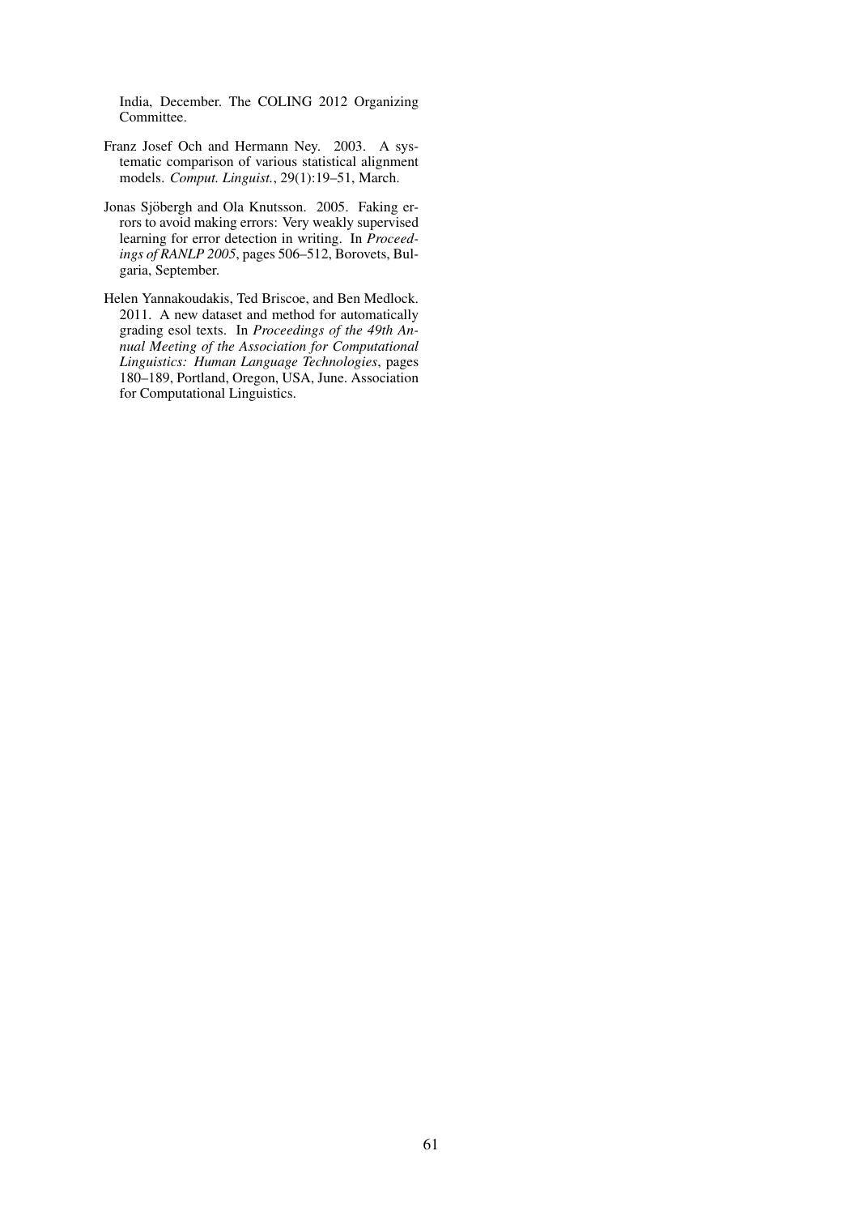India, December. The COLING 2012 Organizing Committee.

Franz Josef Och and Hermann Ney. 2003. A systematic comparison of various statistical alignment models. *Comput. Linguist.*, 29(1):19–51, March.

Jonas Sjöbergh and Ola Knutsson. 2005. Faking errors to avoid making errors: Very weakly supervised learning for error detection in writing. In *Proceedings of RANLP 2005*, pages 506–512, Borovets, Bulgaria, September.

Helen Yannakoudakis, Ted Briscoe, and Ben Medlock. 2011. A new dataset and method for automatically grading esol texts. In *Proceedings of the 49th Annual Meeting of the Association for Computational Linguistics: Human Language Technologies*, pages 180–189, Portland, Oregon, USA, June. Association for Computational Linguistics.